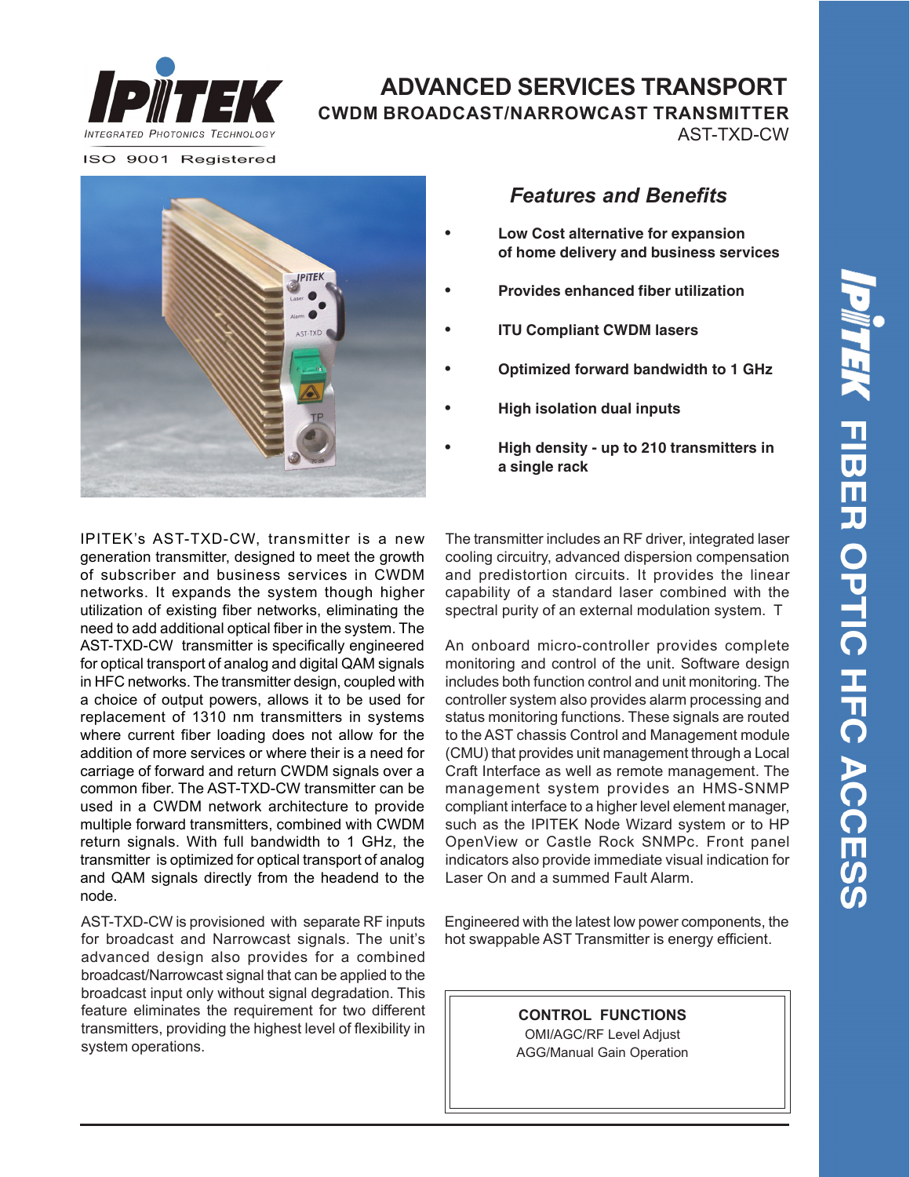IPITEK

INTEGRATED PHOTONICS TECHNOLOGY

ISO 9001 Registered

# ADVANCED SERVICES TRANSPORT

## CWDM BROADCAST/NARROWCAST TRANSMITTER

AST-TXD-CW

### *Features and Benefits*

- **Low Cost alternative for expansion of home delivery and business services**
- **Provides enhanced fiber utilization**
- **ITU Compliant CWDM lasers**
- **Optimized forward bandwidth to 1 GHz**
- **High isolation dual inputs**
- **High density - up to 210 transmitters in a single rack**

IPITEK's AST-TXD-CW, transmitter is a new generation transmitter, designed to meet the growth of subscriber and business services in CWDM networks. It expands the system though higher utilization of existing fiber networks, eliminating the need to add additional optical fiber in the system. The AST-TXD-CW transmitter is specifically engineered for optical transport of analog and digital QAM signals in HFC networks. The transmitter design, coupled with a choice of output powers, allows it to be used for replacement of 1310 nm transmitters in systems where current fiber loading does not allow for the addition of more services or where their is a need for carriage of forward and return CWDM signals over a common fiber. The AST-TXD-CW transmitter can be used in a CWDM network architecture to provide multiple forward transmitters, combined with CWDM return signals. With full bandwidth to 1 GHz, the transmitter is optimized for optical transport of analog and QAM signals directly from the headend to the node.

AST-TXD-CW is provisioned with separate RF inputs for broadcast and Narrowcast signals. The unit's advanced design also provides for a combined broadcast/Narrowcast signal that can be applied to the broadcast input only without signal degradation. This feature eliminates the requirement for two different transmitters, providing the highest level of flexibility in system operations.

The transmitter includes an RF driver, integrated laser cooling circuitry, advanced dispersion compensation and predistortion circuits. It provides the linear capability of a standard laser combined with the spectral purity of an external modulation system. T

An onboard micro-controller provides complete monitoring and control of the unit. Software design includes both function control and unit monitoring. The controller system also provides alarm processing and status monitoring functions. These signals are routed to the AST chassis Control and Management module (CMU) that provides unit management through a Local Craft Interface as well as remote management. The management system provides an HMS-SNMP compliant interface to a higher level element manager, such as the IPITEK Node Wizard system or to HP OpenView or Castle Rock SNMPc. Front panel indicators also provide immediate visual indication for Laser On and a summed Fault Alarm.

Engineered with the latest low power components, the hot swappable AST Transmitter is energy efficient.

**CONTROL FUNCTIONS**

OMI/AGC/RF Level Adjust

AGG/Manual Gain Operation

IPITEK FIBER OPTIC HFC ACCESS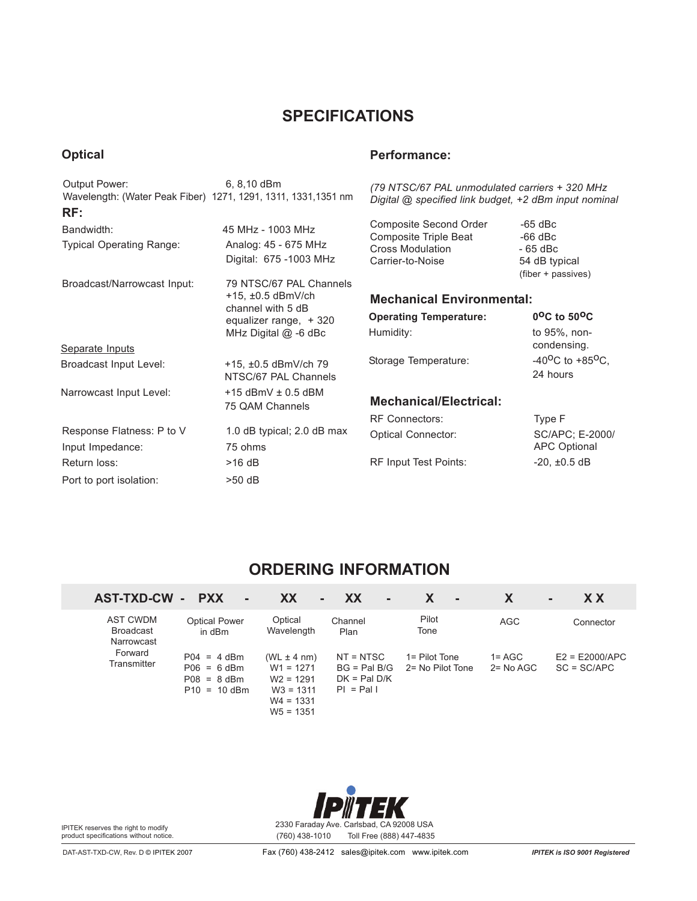# SPECIFICATIONS

## Optical

| | |
|---|---|
| Output Power: | 6, 8,10 dBm |
| Wavelength: (Water Peak Fiber) | 1271, 1291, 1311, 1331,1351 nm |

## RF:

| | |
|---|---|
| Bandwidth: | 45 MHz - 1003 MHz |
| Typical Operating Range: | Analog: 45 - 675 MHz<br>Digital: 675 -1003 MHz |
| Broadcast/Narrowcast Input: | 79 NTSC/67 PAL Channels +15, ±0.5 dBmV/ch channel with 5 dB equalizer range, + 320 MHz Digital @ -6 dBc |
| Separate Inputs | |
| Broadcast Input Level: | +15, ±0.5 dBmV/ch 79 NTSC/67 PAL Channels |
| Narrowcast Input Level: | +15 dBmV ± 0.5 dBM 75 QAM Channels |
| Response Flatness: P to V | 1.0 dB typical; 2.0 dB max |
| Input Impedance: | 75 ohms |
| Return loss: | >16 dB |
| Port to port isolation: | >50 dB |

## Performance:

*(79 NTSC/67 PAL unmodulated carriers + 320 MHz Digital @ specified link budget, +2 dBm input nominal*

| | |
|---|---|
| Composite Second Order | -65 dBc |
| Composite Triple Beat | -66 dBc |
| Cross Modulation | - 65 dBc |
| Carrier-to-Noise | 54 dB typical (fiber + passives) |

## Mechanical Environmental:

| | |
|---|---|
| **Operating Temperature:** | **0°C to 50°C** |
| Humidity: | to 95%, non-condensing. |
| Storage Temperature: | -40°C to +85°C, 24 hours |

## Mechanical/Electrical:

| | |
|---|---|
| RF Connectors: | Type F |
| Optical Connector: | SC/APC; E-2000/ APC Optional |
| RF Input Test Points: | -20, ±0.5 dB |

# ORDERING INFORMATION

| AST-TXD-CW - | PXX - | XX - | XX - | X - | X - | XX |
|---|---|---|---|---|---|---|
| AST CWDM Broadcast Narrowcast Forward Transmitter | Optical Power in dBm | Optical Wavelength | Channel Plan | Pilot Tone | AGC | Connector |
| | P04 = 4 dBm<br>P06 = 6 dBm<br>P08 = 8 dBm<br>P10 = 10 dBm | (WL ± 4 nm)<br>W1 = 1271<br>W2 = 1291<br>W3 = 1311<br>W4 = 1331<br>W5 = 1351 | NT = NTSC<br>BG = Pal B/G<br>DK = Pal D/K<br>PI = Pal I | 1= Pilot Tone<br>2= No Pilot Tone | 1= AGC<br>2= No AGC | E2 = E2000/APC<br>SC = SC/APC |

IPITEK

2330 Faraday Ave. Carlsbad, CA 92008 USA
(760) 438-1010 Toll Free (888) 447-4835
Fax (760) 438-2412 sales@ipitek.com www.ipitek.com

IPITEK reserves the right to modify product specifications without notice.

DAT-AST-TXD-CW, Rev. D © IPITEK 2007

*IPITEK is ISO 9001 Registered*